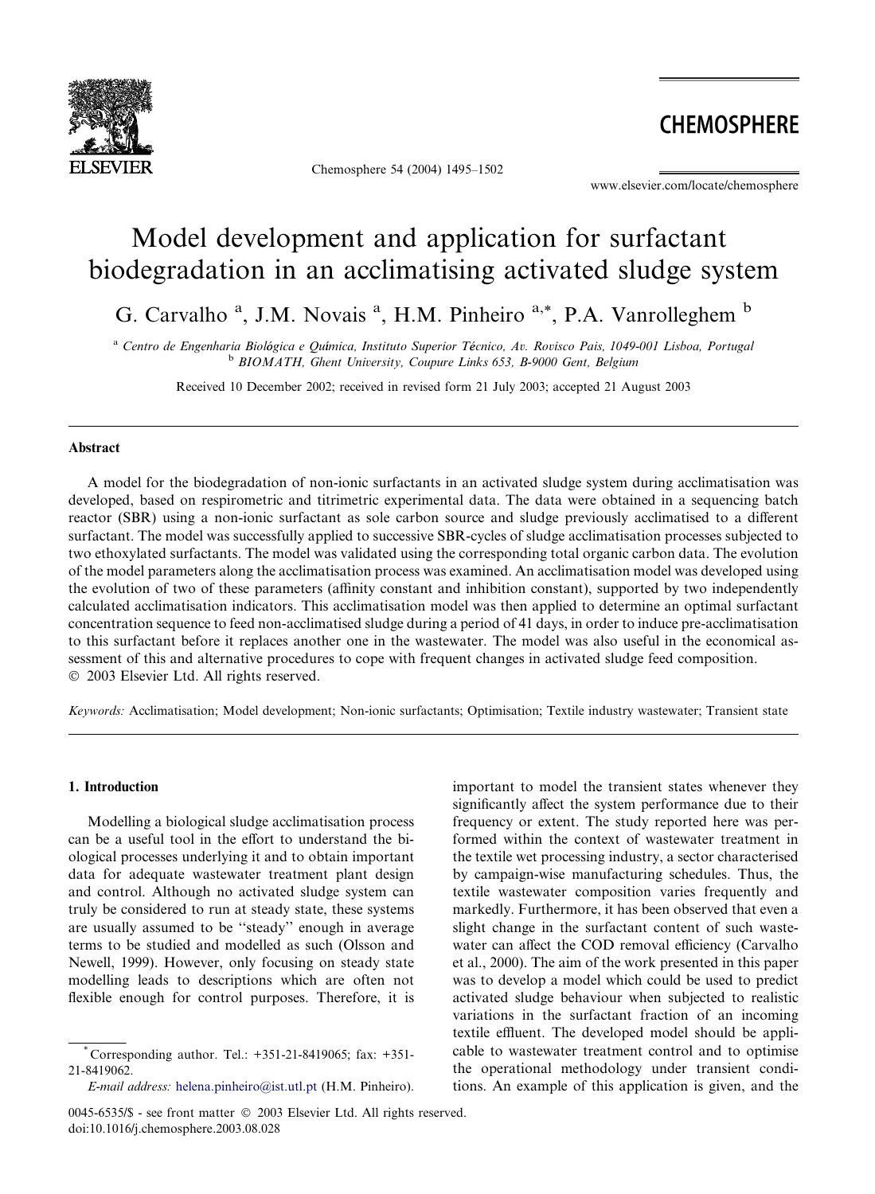# Model development and application for surfactant biodegradation in an acclimatising activated sludge system

G. Carvalho [a], J.M. Novais [a], H.M. Pinheiro [a,*], P.A. Vanrolleghem [b]

[a] Centro de Engenharia Biológica e Química, Instituto Superior Técnico, Av. Rovisco Pais, 1049-001 Lisboa, Portugal
[b] BIOMATH, Ghent University, Coupure Links 653, B-9000 Gent, Belgium

Received 10 December 2002; received in revised form 21 July 2003; accepted 21 August 2003

## Abstract

A model for the biodegradation of non-ionic surfactants in an activated sludge system during acclimatisation was developed, based on respirometric and titrimetric experimental data. The data were obtained in a sequencing batch reactor (SBR) using a non-ionic surfactant as sole carbon source and sludge previously acclimatised to a different surfactant. The model was successfully applied to successive SBR-cycles of sludge acclimatisation processes subjected to two ethoxylated surfactants. The model was validated using the corresponding total organic carbon data. The evolution of the model parameters along the acclimatisation process was examined. An acclimatisation model was developed using the evolution of two of these parameters (affinity constant and inhibition constant), supported by two independently calculated acclimatisation indicators. This acclimatisation model was then applied to determine an optimal surfactant concentration sequence to feed non-acclimatised sludge during a period of 41 days, in order to induce pre-acclimatisation to this surfactant before it replaces another one in the wastewater. The model was also useful in the economical assessment of this and alternative procedures to cope with frequent changes in activated sludge feed composition.
© 2003 Elsevier Ltd. All rights reserved.

*Keywords:* Acclimatisation; Model development; Non-ionic surfactants; Optimisation; Textile industry wastewater; Transient state

## 1. Introduction

Modelling a biological sludge acclimatisation process can be a useful tool in the effort to understand the biological processes underlying it and to obtain important data for adequate wastewater treatment plant design and control. Although no activated sludge system can truly be considered to run at steady state, these systems are usually assumed to be "steady" enough in average terms to be studied and modelled as such (Olsson and Newell, 1999). However, only focusing on steady state modelling leads to descriptions which are often not flexible enough for control purposes. Therefore, it is important to model the transient states whenever they significantly affect the system performance due to their frequency or extent. The study reported here was performed within the context of wastewater treatment in the textile wet processing industry, a sector characterised by campaign-wise manufacturing schedules. Thus, the textile wastewater composition varies frequently and markedly. Furthermore, it has been observed that even a slight change in the surfactant content of such wastewater can affect the COD removal efficiency (Carvalho et al., 2000). The aim of the work presented in this paper was to develop a model which could be used to predict activated sludge behaviour when subjected to realistic variations in the surfactant fraction of an incoming textile effluent. The developed model should be applicable to wastewater treatment control and to optimise the operational methodology under transient conditions. An example of this application is given, and the

* Corresponding author. Tel.: +351-21-8419065; fax: +351-21-8419062.
*E-mail address:* helena.pinheiro@ist.utl.pt (H.M. Pinheiro).

0045-6535/$ - see front matter © 2003 Elsevier Ltd. All rights reserved.
doi:10.1016/j.chemosphere.2003.08.028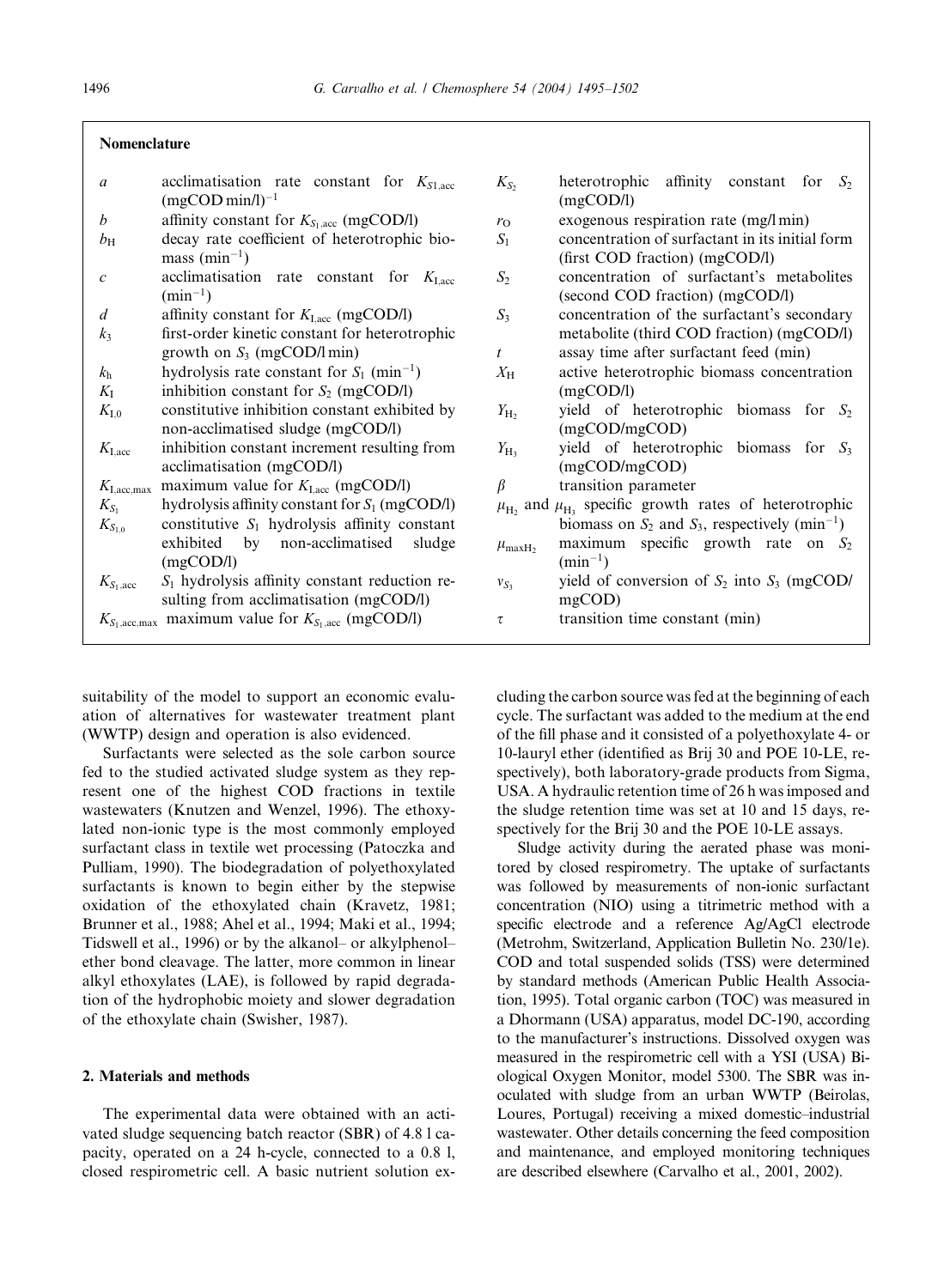## Nomenclature

| | | | |
|---|---|---|---|
| $a$ | acclimatisation rate constant for $K_{S1,acc}$ (mgCOD min/l)$^{-1}$ | $K_{S_2}$ | heterotrophic affinity constant for $S_2$ (mgCOD/l) |
| $b$ | affinity constant for $K_{S_1,acc}$ (mgCOD/l) | $r_O$ | exogenous respiration rate (mg/l min) |
| $b_H$ | decay rate coefficient of heterotrophic biomass (min$^{-1}$) | $S_1$ | concentration of surfactant in its initial form (first COD fraction) (mgCOD/l) |
| $c$ | acclimatisation rate constant for $K_{I,acc}$ (min$^{-1}$) | $S_2$ | concentration of surfactant's metabolites (second COD fraction) (mgCOD/l) |
| $d$ | affinity constant for $K_{I,acc}$ (mgCOD/l) | $S_3$ | concentration of the surfactant's secondary metabolite (third COD fraction) (mgCOD/l) |
| $k_3$ | first-order kinetic constant for heterotrophic growth on $S_3$ (mgCOD/l min) | $t$ | assay time after surfactant feed (min) |
| $k_h$ | hydrolysis rate constant for $S_1$ (min$^{-1}$) | $X_H$ | active heterotrophic biomass concentration (mgCOD/l) |
| $K_I$ | inhibition constant for $S_2$ (mgCOD/l) | $Y_{H_2}$ | yield of heterotrophic biomass for $S_2$ (mgCOD/mgCOD) |
| $K_{I,0}$ | constitutive inhibition constant exhibited by non-acclimatised sludge (mgCOD/l) | $Y_{H_3}$ | yield of heterotrophic biomass for $S_3$ (mgCOD/mgCOD) |
| $K_{I,acc}$ | inhibition constant increment resulting from acclimatisation (mgCOD/l) | $\beta$ | transition parameter |
| $K_{I,acc,max}$ | maximum value for $K_{I,acc}$ (mgCOD/l) | $\mu_{H_2}$ and $\mu_{H_3}$ | specific growth rates of heterotrophic biomass on $S_2$ and $S_3$, respectively (min$^{-1}$) |
| $K_{S_1}$ | hydrolysis affinity constant for $S_1$ (mgCOD/l) | $\mu_{maxH_2}$ | maximum specific growth rate on $S_2$ (min$^{-1}$) |
| $K_{S_{1,0}}$ | constitutive $S_1$ hydrolysis affinity constant exhibited by non-acclimatised sludge (mgCOD/l) | $v_{S_3}$ | yield of conversion of $S_2$ into $S_3$ (mgCOD/mgCOD) |
| $K_{S_1,acc}$ | $S_1$ hydrolysis affinity constant reduction resulting from acclimatisation (mgCOD/l) | $\tau$ | transition time constant (min) |
| $K_{S_1,acc,max}$ | maximum value for $K_{S_1,acc}$ (mgCOD/l) | | |

suitability of the model to support an economic evaluation of alternatives for wastewater treatment plant (WWTP) design and operation is also evidenced.

Surfactants were selected as the sole carbon source fed to the studied activated sludge system as they represent one of the highest COD fractions in textile wastewaters (Knutzen and Wenzel, 1996). The ethoxylated non-ionic type is the most commonly employed surfactant class in textile wet processing (Patoczka and Pulliam, 1990). The biodegradation of polyethoxylated surfactants is known to begin either by the stepwise oxidation of the ethoxylated chain (Kravetz, 1981; Brunner et al., 1988; Ahel et al., 1994; Maki et al., 1994; Tidswell et al., 1996) or by the alkanol– or alkylphenol–ether bond cleavage. The latter, more common in linear alkyl ethoxylates (LAE), is followed by rapid degradation of the hydrophobic moiety and slower degradation of the ethoxylate chain (Swisher, 1987).

## 2. Materials and methods

The experimental data were obtained with an activated sludge sequencing batch reactor (SBR) of 4.8 l capacity, operated on a 24 h-cycle, connected to a 0.8 l, closed respirometric cell. A basic nutrient solution excluding the carbon source was fed at the beginning of each cycle. The surfactant was added to the medium at the end of the fill phase and it consisted of a polyethoxylate 4- or 10-lauryl ether (identified as Brij 30 and POE 10-LE, respectively), both laboratory-grade products from Sigma, USA. A hydraulic retention time of 26 h was imposed and the sludge retention time was set at 10 and 15 days, respectively for the Brij 30 and the POE 10-LE assays.

Sludge activity during the aerated phase was monitored by closed respirometry. The uptake of surfactants was followed by measurements of non-ionic surfactant concentration (NIO) using a titrimetric method with a specific electrode and a reference Ag/AgCl electrode (Metrohm, Switzerland, Application Bulletin No. 230/1e). COD and total suspended solids (TSS) were determined by standard methods (American Public Health Association, 1995). Total organic carbon (TOC) was measured in a Dhormann (USA) apparatus, model DC-190, according to the manufacturer's instructions. Dissolved oxygen was measured in the respirometric cell with a YSI (USA) Biological Oxygen Monitor, model 5300. The SBR was inoculated with sludge from an urban WWTP (Beirolas, Loures, Portugal) receiving a mixed domestic–industrial wastewater. Other details concerning the feed composition and maintenance, and employed monitoring techniques are described elsewhere (Carvalho et al., 2001, 2002).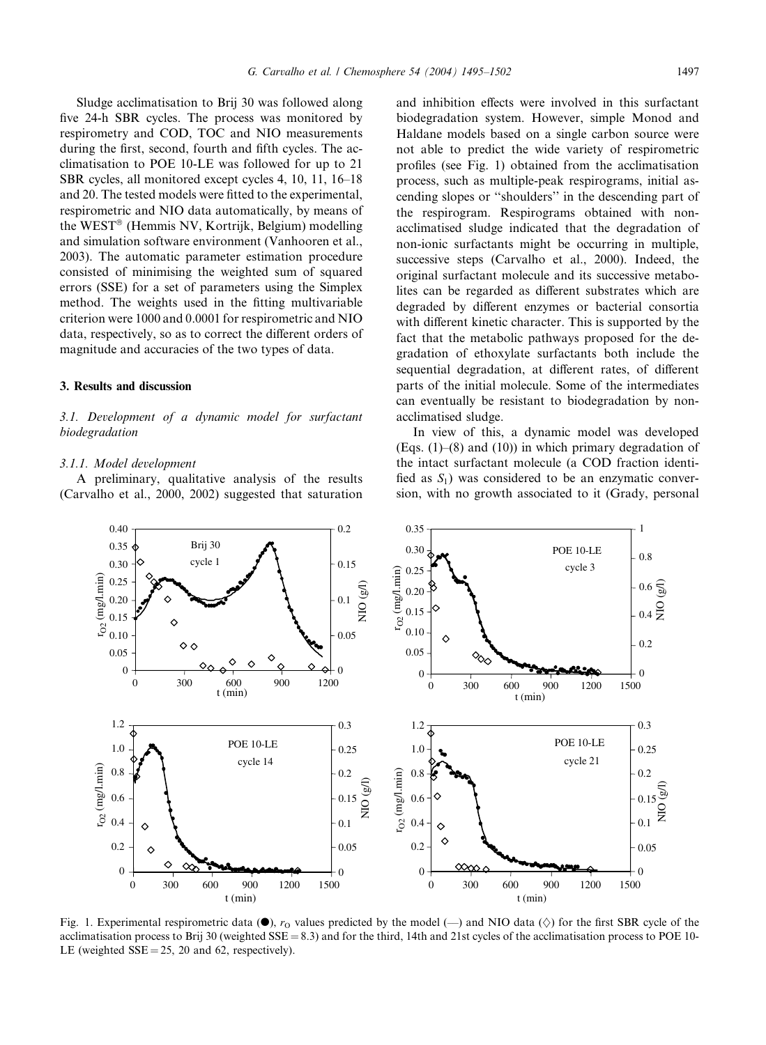Sludge acclimatisation to Brij 30 was followed along five 24-h SBR cycles. The process was monitored by respirometry and COD, TOC and NIO measurements during the first, second, fourth and fifth cycles. The acclimatisation to POE 10-LE was followed for up to 21 SBR cycles, all monitored except cycles 4, 10, 11, 16–18 and 20. The tested models were fitted to the experimental, respirometric and NIO data automatically, by means of the WEST® (Hemmis NV, Kortrijk, Belgium) modelling and simulation software environment (Vanhooren et al., 2003). The automatic parameter estimation procedure consisted of minimising the weighted sum of squared errors (SSE) for a set of parameters using the Simplex method. The weights used in the fitting multivariable criterion were 1000 and 0.0001 for respirometric and NIO data, respectively, so as to correct the different orders of magnitude and accuracies of the two types of data.

## 3. Results and discussion

### 3.1. Development of a dynamic model for surfactant biodegradation

#### 3.1.1. Model development

A preliminary, qualitative analysis of the results (Carvalho et al., 2000, 2002) suggested that saturation and inhibition effects were involved in this surfactant biodegradation system. However, simple Monod and Haldane models based on a single carbon source were not able to predict the wide variety of respirometric profiles (see Fig. 1) obtained from the acclimatisation process, such as multiple-peak respirograms, initial ascending slopes or "shoulders" in the descending part of the respirogram. Respirograms obtained with non-acclimatised sludge indicated that the degradation of non-ionic surfactants might be occurring in multiple, successive steps (Carvalho et al., 2000). Indeed, the original surfactant molecule and its successive metabolites can be regarded as different substrates which are degraded by different enzymes or bacterial consortia with different kinetic character. This is supported by the fact that the metabolic pathways proposed for the degradation of ethoxylate surfactants both include the sequential degradation, at different rates, of different parts of the initial molecule. Some of the intermediates can eventually be resistant to biodegradation by non-acclimatised sludge.

In view of this, a dynamic model was developed (Eqs. (1)–(8) and (10)) in which primary degradation of the intact surfactant molecule (a COD fraction identified as $S_1$) was considered to be an enzymatic conversion, with no growth associated to it (Grady, personal

Fig. 1. Experimental respirometric data (●), $r_O$ values predicted by the model (—) and NIO data (◇) for the first SBR cycle of the acclimatisation process to Brij 30 (weighted SSE = 8.3) and for the third, 14th and 21st cycles of the acclimatisation process to POE 10-LE (weighted SSE = 25, 20 and 62, respectively).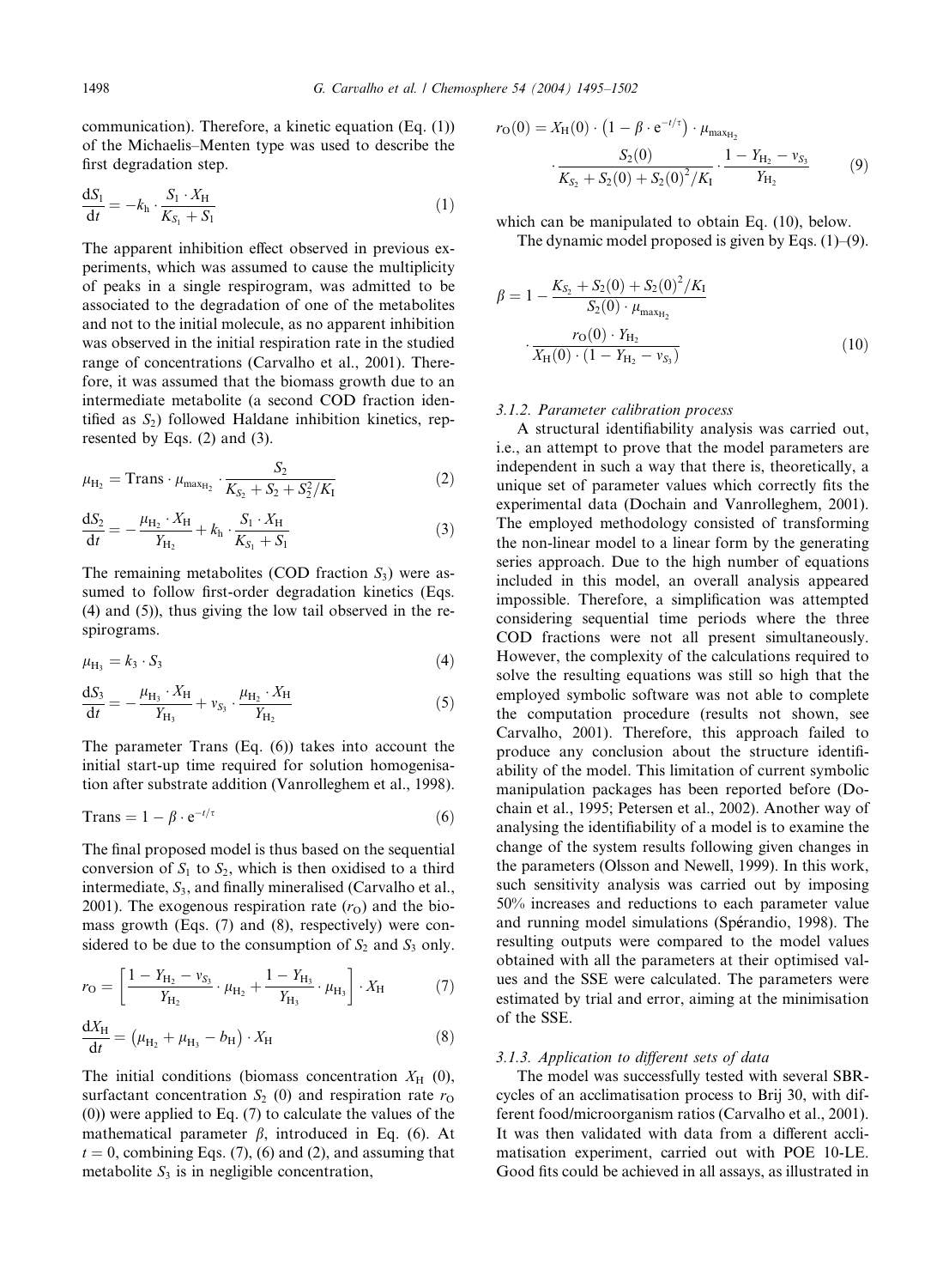communication). Therefore, a kinetic equation (Eq. (1)) of the Michaelis–Menten type was used to describe the first degradation step.

$$\frac{dS_1}{dt} = -k_h \cdot \frac{S_1 \cdot X_H}{K_{S_1} + S_1} \tag{1}$$

The apparent inhibition effect observed in previous experiments, which was assumed to cause the multiplicity of peaks in a single respirogram, was admitted to be associated to the degradation of one of the metabolites and not to the initial molecule, as no apparent inhibition was observed in the initial respiration rate in the studied range of concentrations (Carvalho et al., 2001). Therefore, it was assumed that the biomass growth due to an intermediate metabolite (a second COD fraction identified as $S_2$) followed Haldane inhibition kinetics, represented by Eqs. (2) and (3).

$$\mu_{H_2} = \text{Trans} \cdot \mu_{\max_{H_2}} \cdot \frac{S_2}{K_{S_2} + S_2 + S_2^2/K_I} \tag{2}$$

$$\frac{dS_2}{dt} = -\frac{\mu_{H_2} \cdot X_H}{Y_{H_2}} + k_h \cdot \frac{S_1 \cdot X_H}{K_{S_1} + S_1} \tag{3}$$

The remaining metabolites (COD fraction $S_3$) were assumed to follow first-order degradation kinetics (Eqs. (4) and (5)), thus giving the low tail observed in the respirograms.

$$\mu_{H_3} = k_3 \cdot S_3 \tag{4}$$

$$\frac{dS_3}{dt} = -\frac{\mu_{H_3} \cdot X_H}{Y_{H_3}} + \nu_{S_3} \cdot \frac{\mu_{H_2} \cdot X_H}{Y_{H_2}} \tag{5}$$

The parameter Trans (Eq. (6)) takes into account the initial start-up time required for solution homogenisation after substrate addition (Vanrolleghem et al., 1998).

$$\text{Trans} = 1 - \beta \cdot e^{-t/\tau} \tag{6}$$

The final proposed model is thus based on the sequential conversion of $S_1$ to $S_2$, which is then oxidised to a third intermediate, $S_3$, and finally mineralised (Carvalho et al., 2001). The exogenous respiration rate ($r_O$) and the biomass growth (Eqs. (7) and (8), respectively) were considered to be due to the consumption of $S_2$ and $S_3$ only.

$$r_O = \left[\frac{1 - Y_{H_2} - \nu_{S_3}}{Y_{H_2}} \cdot \mu_{H_2} + \frac{1 - Y_{H_3}}{Y_{H_3}} \cdot \mu_{H_3}\right] \cdot X_H \tag{7}$$

$$\frac{dX_H}{dt} = \left(\mu_{H_2} + \mu_{H_3} - b_H\right) \cdot X_H \tag{8}$$

The initial conditions (biomass concentration $X_H$ (0), surfactant concentration $S_2$ (0) and respiration rate $r_O$ (0)) were applied to Eq. (7) to calculate the values of the mathematical parameter $\beta$, introduced in Eq. (6). At $t = 0$, combining Eqs. (7), (6) and (2), and assuming that metabolite $S_3$ is in negligible concentration,

$$r_O(0) = X_H(0) \cdot \left(1 - \beta \cdot e^{-t/\tau}\right) \cdot \mu_{\max_{H_2}} \cdot \frac{S_2(0)}{K_{S_2} + S_2(0) + S_2(0)^2/K_I} \cdot \frac{1 - Y_{H_2} - \nu_{S_3}}{Y_{H_2}} \tag{9}$$

which can be manipulated to obtain Eq. (10), below.

The dynamic model proposed is given by Eqs. (1)–(9).

$$\beta = 1 - \frac{K_{S_2} + S_2(0) + S_2(0)^2/K_I}{S_2(0) \cdot \mu_{\max_{H_2}}} \cdot \frac{r_O(0) \cdot Y_{H_2}}{X_H(0) \cdot (1 - Y_{H_2} - \nu_{S_3})} \tag{10}$$

### 3.1.2. Parameter calibration process

A structural identifiability analysis was carried out, i.e., an attempt to prove that the model parameters are independent in such a way that there is, theoretically, a unique set of parameter values which correctly fits the experimental data (Dochain and Vanrolleghem, 2001). The employed methodology consisted of transforming the non-linear model to a linear form by the generating series approach. Due to the high number of equations included in this model, an overall analysis appeared impossible. Therefore, a simplification was attempted considering sequential time periods where the three COD fractions were not all present simultaneously. However, the complexity of the calculations required to solve the resulting equations was still so high that the employed symbolic software was not able to complete the computation procedure (results not shown, see Carvalho, 2001). Therefore, this approach failed to produce any conclusion about the structure identifiability of the model. This limitation of current symbolic manipulation packages has been reported before (Dochain et al., 1995; Petersen et al., 2002). Another way of analysing the identifiability of a model is to examine the change of the system results following given changes in the parameters (Olsson and Newell, 1999). In this work, such sensitivity analysis was carried out by imposing 50% increases and reductions to each parameter value and running model simulations (Spérandio, 1998). The resulting outputs were compared to the model values obtained with all the parameters at their optimised values and the SSE were calculated. The parameters were estimated by trial and error, aiming at the minimisation of the SSE.

### 3.1.3. Application to different sets of data

The model was successfully tested with several SBR-cycles of an acclimatisation process to Brij 30, with different food/microorganism ratios (Carvalho et al., 2001). It was then validated with data from a different acclimatisation experiment, carried out with POE 10-LE. Good fits could be achieved in all assays, as illustrated in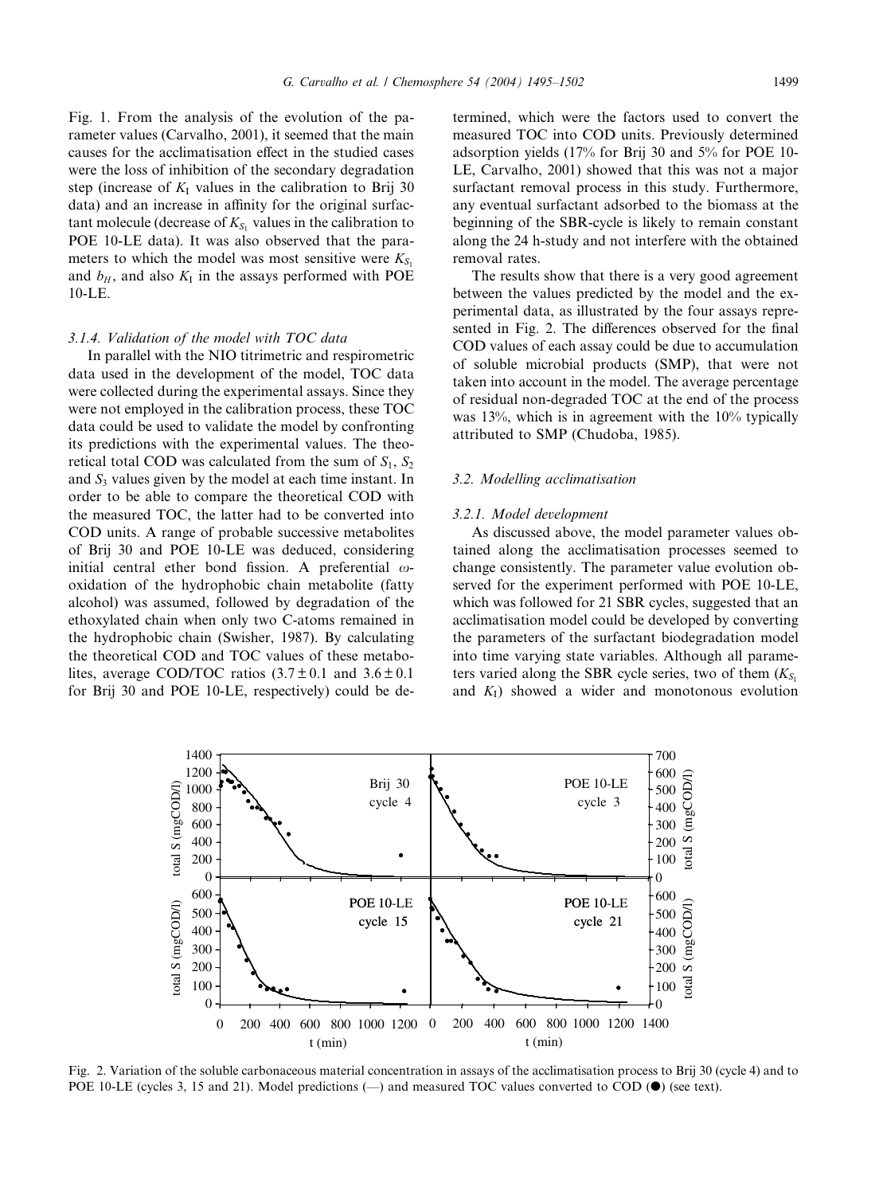Fig. 1. From the analysis of the evolution of the parameter values (Carvalho, 2001), it seemed that the main causes for the acclimatisation effect in the studied cases were the loss of inhibition of the secondary degradation step (increase of $K_I$ values in the calibration to Brij 30 data) and an increase in affinity for the original surfactant molecule (decrease of $K_{S_1}$ values in the calibration to POE 10-LE data). It was also observed that the parameters to which the model was most sensitive were $K_{S_1}$ and $b_H$, and also $K_I$ in the assays performed with POE 10-LE.

#### 3.1.4. Validation of the model with TOC data

In parallel with the NIO titrimetric and respirometric data used in the development of the model, TOC data were collected during the experimental assays. Since they were not employed in the calibration process, these TOC data could be used to validate the model by confronting its predictions with the experimental values. The theoretical total COD was calculated from the sum of $S_1$, $S_2$ and $S_3$ values given by the model at each time instant. In order to be able to compare the theoretical COD with the measured TOC, the latter had to be converted into COD units. A range of probable successive metabolites of Brij 30 and POE 10-LE was deduced, considering initial central ether bond fission. A preferential $\omega$-oxidation of the hydrophobic chain metabolite (fatty alcohol) was assumed, followed by degradation of the ethoxylated chain when only two C-atoms remained in the hydrophobic chain (Swisher, 1987). By calculating the theoretical COD and TOC values of these metabolites, average COD/TOC ratios ($3.7 \pm 0.1$ and $3.6 \pm 0.1$ for Brij 30 and POE 10-LE, respectively) could be determined, which were the factors used to convert the measured TOC into COD units. Previously determined adsorption yields (17% for Brij 30 and 5% for POE 10-LE, Carvalho, 2001) showed that this was not a major surfactant removal process in this study. Furthermore, any eventual surfactant adsorbed to the biomass at the beginning of the SBR-cycle is likely to remain constant along the 24 h-study and not interfere with the obtained removal rates.

The results show that there is a very good agreement between the values predicted by the model and the experimental data, as illustrated by the four assays represented in Fig. 2. The differences observed for the final COD values of each assay could be due to accumulation of soluble microbial products (SMP), that were not taken into account in the model. The average percentage of residual non-degraded TOC at the end of the process was 13%, which is in agreement with the 10% typically attributed to SMP (Chudoba, 1985).

### 3.2. Modelling acclimatisation

#### 3.2.1. Model development

As discussed above, the model parameter values obtained along the acclimatisation processes seemed to change consistently. The parameter value evolution observed for the experiment performed with POE 10-LE, which was followed for 21 SBR cycles, suggested that an acclimatisation model could be developed by converting the parameters of the surfactant biodegradation model into time varying state variables. Although all parameters varied along the SBR cycle series, two of them ($K_{S_1}$ and $K_I$) showed a wider and monotonous evolution

Fig. 2. Variation of the soluble carbonaceous material concentration in assays of the acclimatisation process to Brij 30 (cycle 4) and to POE 10-LE (cycles 3, 15 and 21). Model predictions (—) and measured TOC values converted to COD (●) (see text).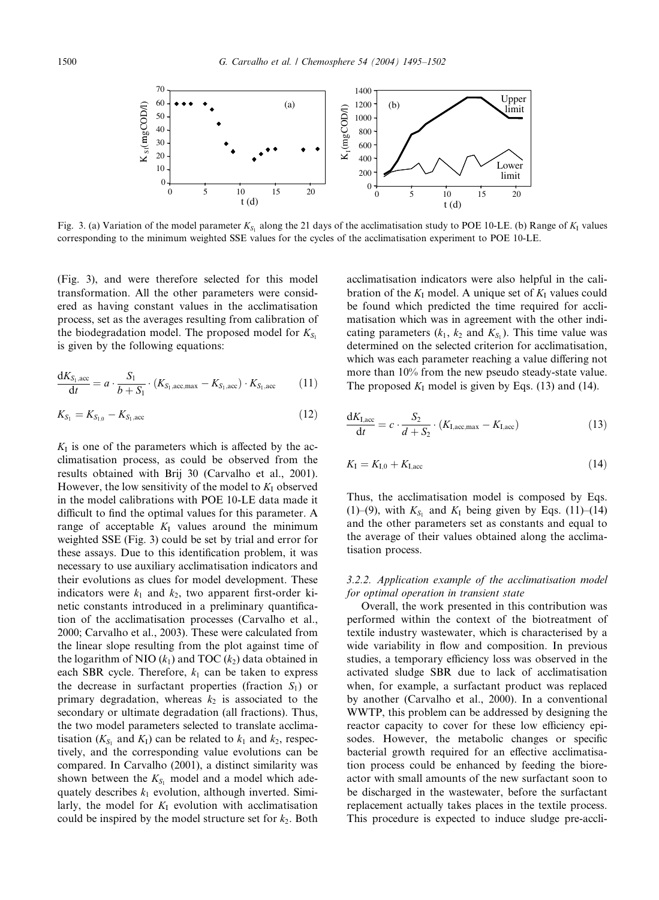Fig. 3. (a) Variation of the model parameter $K_{S_1}$ along the 21 days of the acclimatisation study to POE 10-LE. (b) Range of $K_I$ values corresponding to the minimum weighted SSE values for the cycles of the acclimatisation experiment to POE 10-LE.

(Fig. 3), and were therefore selected for this model transformation. All the other parameters were considered as having constant values in the acclimatisation process, set as the averages resulting from calibration of the biodegradation model. The proposed model for $K_{S_1}$ is given by the following equations:

$$\frac{dK_{S_1,\mathrm{acc}}}{dt} = a \cdot \frac{S_1}{b + S_1} \cdot (K_{S_1,\mathrm{acc,max}} - K_{S_1,\mathrm{acc}}) \cdot K_{S_1,\mathrm{acc}} \tag{11}$$

$$K_{S_1} = K_{S_{1,0}} - K_{S_1,\mathrm{acc}} \tag{12}$$

$K_I$ is one of the parameters which is affected by the acclimatisation process, as could be observed from the results obtained with Brij 30 (Carvalho et al., 2001). However, the low sensitivity of the model to $K_I$ observed in the model calibrations with POE 10-LE data made it difficult to find the optimal values for this parameter. A range of acceptable $K_I$ values around the minimum weighted SSE (Fig. 3) could be set by trial and error for these assays. Due to this identification problem, it was necessary to use auxiliary acclimatisation indicators and their evolutions as clues for model development. These indicators were $k_1$ and $k_2$, two apparent first-order kinetic constants introduced in a preliminary quantification of the acclimatisation processes (Carvalho et al., 2000; Carvalho et al., 2003). These were calculated from the linear slope resulting from the plot against time of the logarithm of NIO ($k_1$) and TOC ($k_2$) data obtained in each SBR cycle. Therefore, $k_1$ can be taken to express the decrease in surfactant properties (fraction $S_1$) or primary degradation, whereas $k_2$ is associated to the secondary or ultimate degradation (all fractions). Thus, the two model parameters selected to translate acclimatisation ($K_{S_1}$ and $K_I$) can be related to $k_1$ and $k_2$, respectively, and the corresponding value evolutions can be compared. In Carvalho (2001), a distinct similarity was shown between the $K_{S_1}$ model and a model which adequately describes $k_1$ evolution, although inverted. Similarly, the model for $K_I$ evolution with acclimatisation could be inspired by the model structure set for $k_2$. Both acclimatisation indicators were also helpful in the calibration of the $K_I$ model. A unique set of $K_I$ values could be found which predicted the time required for acclimatisation which was in agreement with the other indicating parameters ($k_1$, $k_2$ and $K_{S_1}$). This time value was determined on the selected criterion for acclimatisation, which was each parameter reaching a value differing not more than 10% from the new pseudo steady-state value. The proposed $K_I$ model is given by Eqs. (13) and (14).

$$\frac{dK_{I,\mathrm{acc}}}{dt} = c \cdot \frac{S_2}{d + S_2} \cdot (K_{I,\mathrm{acc,max}} - K_{I,\mathrm{acc}}) \tag{13}$$

$$K_I = K_{I,0} + K_{I,\mathrm{acc}} \tag{14}$$

Thus, the acclimatisation model is composed by Eqs. (1)–(9), with $K_{S_1}$ and $K_I$ being given by Eqs. (11)–(14) and the other parameters set as constants and equal to the average of their values obtained along the acclimatisation process.

#### 3.2.2. Application example of the acclimatisation model for optimal operation in transient state

Overall, the work presented in this contribution was performed within the context of the biotreatment of textile industry wastewater, which is characterised by a wide variability in flow and composition. In previous studies, a temporary efficiency loss was observed in the activated sludge SBR due to lack of acclimatisation when, for example, a surfactant product was replaced by another (Carvalho et al., 2000). In a conventional WWTP, this problem can be addressed by designing the reactor capacity to cover for these low efficiency episodes. However, the metabolic changes or specific bacterial growth required for an effective acclimatisation process could be enhanced by feeding the bioreactor with small amounts of the new surfactant soon to be discharged in the wastewater, before the surfactant replacement actually takes places in the textile process. This procedure is expected to induce sludge pre-accli-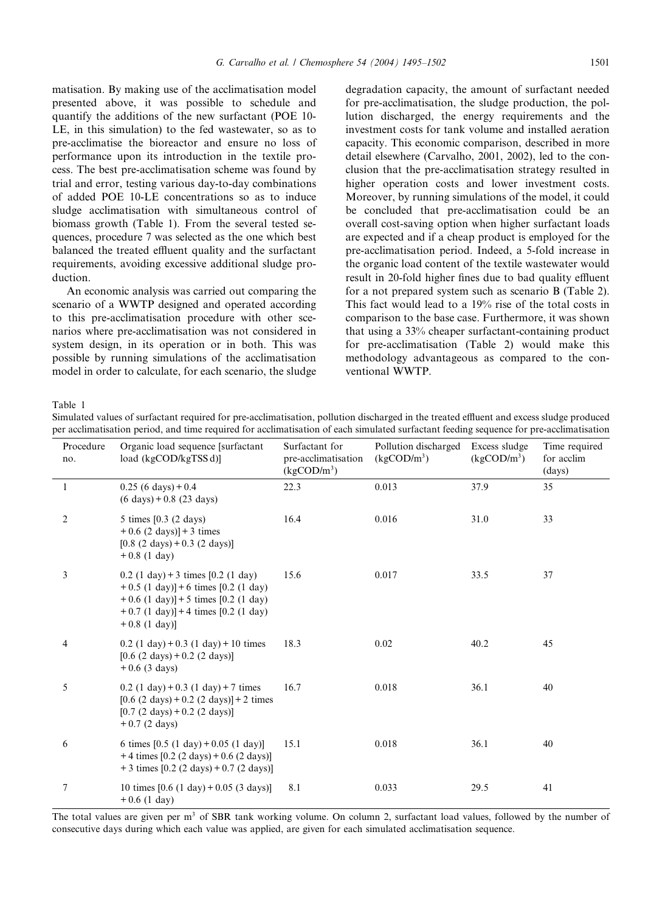matisation. By making use of the acclimatisation model presented above, it was possible to schedule and quantify the additions of the new surfactant (POE 10-LE, in this simulation) to the fed wastewater, so as to pre-acclimatise the bioreactor and ensure no loss of performance upon its introduction in the textile process. The best pre-acclimatisation scheme was found by trial and error, testing various day-to-day combinations of added POE 10-LE concentrations so as to induce sludge acclimatisation with simultaneous control of biomass growth (Table 1). From the several tested sequences, procedure 7 was selected as the one which best balanced the treated effluent quality and the surfactant requirements, avoiding excessive additional sludge production.

An economic analysis was carried out comparing the scenario of a WWTP designed and operated according to this pre-acclimatisation procedure with other scenarios where pre-acclimatisation was not considered in system design, in its operation or in both. This was possible by running simulations of the acclimatisation model in order to calculate, for each scenario, the sludge degradation capacity, the amount of surfactant needed for pre-acclimatisation, the sludge production, the pollution discharged, the energy requirements and the investment costs for tank volume and installed aeration capacity. This economic comparison, described in more detail elsewhere (Carvalho, 2001, 2002), led to the conclusion that the pre-acclimatisation strategy resulted in higher operation costs and lower investment costs. Moreover, by running simulations of the model, it could be concluded that pre-acclimatisation could be an overall cost-saving option when higher surfactant loads are expected and if a cheap product is employed for the pre-acclimatisation period. Indeed, a 5-fold increase in the organic load content of the textile wastewater would result in 20-fold higher fines due to bad quality effluent for a not prepared system such as scenario B (Table 2). This fact would lead to a 19% rise of the total costs in comparison to the base case. Furthermore, it was shown that using a 33% cheaper surfactant-containing product for pre-acclimatisation (Table 2) would make this methodology advantageous as compared to the conventional WWTP.

Table 1
Simulated values of surfactant required for pre-acclimatisation, pollution discharged in the treated effluent and excess sludge produced per acclimatisation period, and time required for acclimatisation of each simulated surfactant feeding sequence for pre-acclimatisation

| Procedure no. | Organic load sequence [surfactant load (kgCOD/kgTSS d)] | Surfactant for pre-acclimatisation (kgCOD/m$^3$) | Pollution discharged (kgCOD/m$^3$) | Excess sludge (kgCOD/m$^3$) | Time required for acclim (days) |
|---|---|---|---|---|---|
| 1 | 0.25 (6 days) + 0.4 (6 days) + 0.8 (23 days) | 22.3 | 0.013 | 37.9 | 35 |
| 2 | 5 times [0.3 (2 days) + 0.6 (2 days)] + 3 times [0.8 (2 days) + 0.3 (2 days)] + 0.8 (1 day) | 16.4 | 0.016 | 31.0 | 33 |
| 3 | 0.2 (1 day) + 3 times [0.2 (1 day) + 0.5 (1 day)] + 6 times [0.2 (1 day) + 0.6 (1 day)] + 5 times [0.2 (1 day) + 0.7 (1 day)] + 4 times [0.2 (1 day) + 0.8 (1 day)] | 15.6 | 0.017 | 33.5 | 37 |
| 4 | 0.2 (1 day) + 0.3 (1 day) + 10 times [0.6 (2 days) + 0.2 (2 days)] + 0.6 (3 days) | 18.3 | 0.02 | 40.2 | 45 |
| 5 | 0.2 (1 day) + 0.3 (1 day) + 7 times [0.6 (2 days) + 0.2 (2 days)] + 2 times [0.7 (2 days) + 0.2 (2 days)] + 0.7 (2 days) | 16.7 | 0.018 | 36.1 | 40 |
| 6 | 6 times [0.5 (1 day) + 0.05 (1 day)] + 4 times [0.2 (2 days) + 0.6 (2 days)] + 3 times [0.2 (2 days) + 0.7 (2 days)] | 15.1 | 0.018 | 36.1 | 40 |
| 7 | 10 times [0.6 (1 day) + 0.05 (3 days)] + 0.6 (1 day) | 8.1 | 0.033 | 29.5 | 41 |

The total values are given per m$^3$ of SBR tank working volume. On column 2, surfactant load values, followed by the number of consecutive days during which each value was applied, are given for each simulated acclimatisation sequence.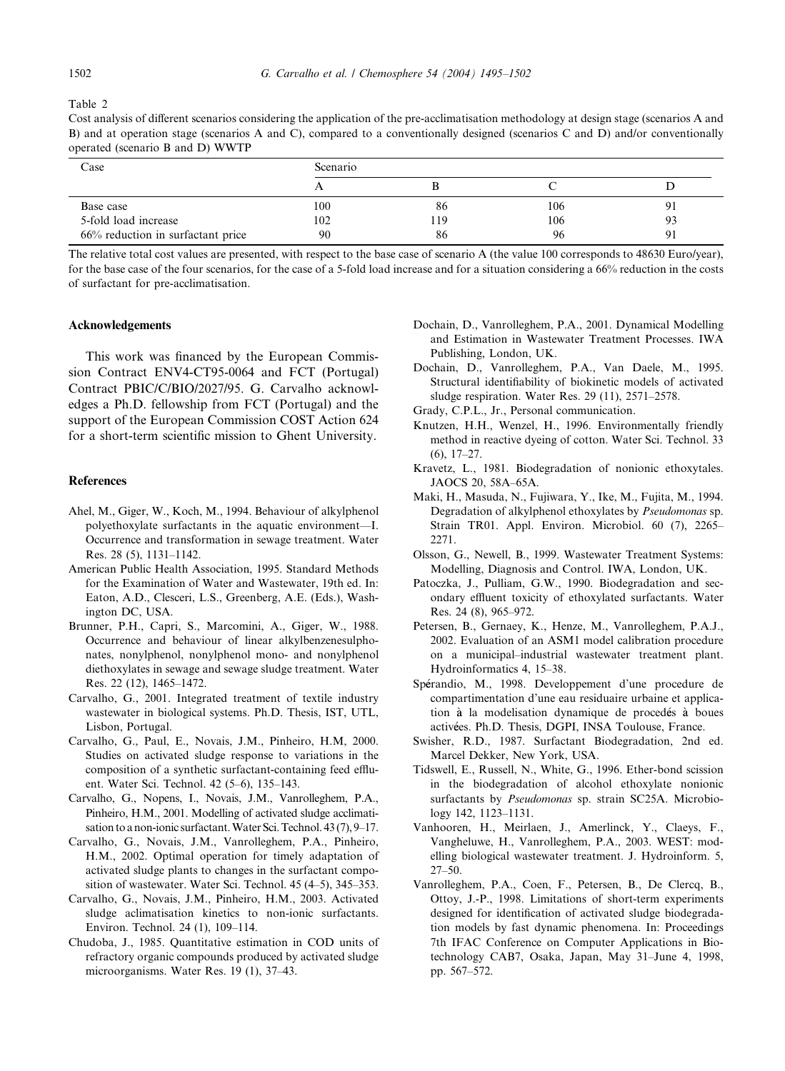Table 2

Cost analysis of different scenarios considering the application of the pre-acclimatisation methodology at design stage (scenarios A and B) and at operation stage (scenarios A and C), compared to a conventionally designed (scenarios C and D) and/or conventionally operated (scenario B and D) WWTP

| Case | Scenario | | | |
|---|---|---|---|---|
| | A | B | C | D |
| Base case | 100 | 86 | 106 | 91 |
| 5-fold load increase | 102 | 119 | 106 | 93 |
| 66% reduction in surfactant price | 90 | 86 | 96 | 91 |

The relative total cost values are presented, with respect to the base case of scenario A (the value 100 corresponds to 48630 Euro/year), for the base case of the four scenarios, for the case of a 5-fold load increase and for a situation considering a 66% reduction in the costs of surfactant for pre-acclimatisation.

## Acknowledgements

This work was financed by the European Commission Contract ENV4-CT95-0064 and FCT (Portugal) Contract PBIC/C/BIO/2027/95. G. Carvalho acknowledges a Ph.D. fellowship from FCT (Portugal) and the support of the European Commission COST Action 624 for a short-term scientific mission to Ghent University.

## References

- Ahel, M., Giger, W., Koch, M., 1994. Behaviour of alkylphenol polyethoxylate surfactants in the aquatic environment—I. Occurrence and transformation in sewage treatment. Water Res. 28 (5), 1131–1142.
- American Public Health Association, 1995. Standard Methods for the Examination of Water and Wastewater, 19th ed. In: Eaton, A.D., Clesceri, L.S., Greenberg, A.E. (Eds.), Washington DC, USA.
- Brunner, P.H., Capri, S., Marcomini, A., Giger, W., 1988. Occurrence and behaviour of linear alkylbenzenesulphonates, nonylphenol, nonylphenol mono- and nonylphenol diethoxylates in sewage and sewage sludge treatment. Water Res. 22 (12), 1465–1472.
- Carvalho, G., 2001. Integrated treatment of textile industry wastewater in biological systems. Ph.D. Thesis, IST, UTL, Lisbon, Portugal.
- Carvalho, G., Paul, E., Novais, J.M., Pinheiro, H.M, 2000. Studies on activated sludge response to variations in the composition of a synthetic surfactant-containing feed effluent. Water Sci. Technol. 42 (5–6), 135–143.
- Carvalho, G., Nopens, I., Novais, J.M., Vanrolleghem, P.A., Pinheiro, H.M., 2001. Modelling of activated sludge acclimatisation to a non-ionic surfactant. Water Sci. Technol. 43 (7), 9–17.
- Carvalho, G., Novais, J.M., Vanrolleghem, P.A., Pinheiro, H.M., 2002. Optimal operation for timely adaptation of activated sludge plants to changes in the surfactant composition of wastewater. Water Sci. Technol. 45 (4–5), 345–353.
- Carvalho, G., Novais, J.M., Pinheiro, H.M., 2003. Activated sludge aclimatisation kinetics to non-ionic surfactants. Environ. Technol. 24 (1), 109–114.
- Chudoba, J., 1985. Quantitative estimation in COD units of refractory organic compounds produced by activated sludge microorganisms. Water Res. 19 (1), 37–43.
- Dochain, D., Vanrolleghem, P.A., 2001. Dynamical Modelling and Estimation in Wastewater Treatment Processes. IWA Publishing, London, UK.
- Dochain, D., Vanrolleghem, P.A., Van Daele, M., 1995. Structural identifiability of biokinetic models of activated sludge respiration. Water Res. 29 (11), 2571–2578.
- Grady, C.P.L., Jr., Personal communication.
- Knutzen, H.H., Wenzel, H., 1996. Environmentally friendly method in reactive dyeing of cotton. Water Sci. Technol. 33 (6), 17–27.
- Kravetz, L., 1981. Biodegradation of nonionic ethoxytales. JAOCS 20, 58A–65A.
- Maki, H., Masuda, N., Fujiwara, Y., Ike, M., Fujita, M., 1994. Degradation of alkylphenol ethoxylates by *Pseudomonas* sp. Strain TR01. Appl. Environ. Microbiol. 60 (7), 2265–2271.
- Olsson, G., Newell, B., 1999. Wastewater Treatment Systems: Modelling, Diagnosis and Control. IWA, London, UK.
- Patoczka, J., Pulliam, G.W., 1990. Biodegradation and secondary effluent toxicity of ethoxylated surfactants. Water Res. 24 (8), 965–972.
- Petersen, B., Gernaey, K., Henze, M., Vanrolleghem, P.A.J., 2002. Evaluation of an ASM1 model calibration procedure on a municipal–industrial wastewater treatment plant. Hydroinformatics 4, 15–38.
- Spérandio, M., 1998. Developpement d'une procedure de compartimentation d'une eau residuaire urbaine et application à la modelisation dynamique de procedés à boues activées. Ph.D. Thesis, DGPI, INSA Toulouse, France.
- Swisher, R.D., 1987. Surfactant Biodegradation, 2nd ed. Marcel Dekker, New York, USA.
- Tidswell, E., Russell, N., White, G., 1996. Ether-bond scission in the biodegradation of alcohol ethoxylate nonionic surfactants by *Pseudomonas* sp. strain SC25A. Microbiology 142, 1123–1131.
- Vanhooren, H., Meirlaen, J., Amerlinck, Y., Claeys, F., Vangheluwe, H., Vanrolleghem, P.A., 2003. WEST: modelling biological wastewater treatment. J. Hydroinform. 5, 27–50.
- Vanrolleghem, P.A., Coen, F., Petersen, B., De Clercq, B., Ottoy, J.-P., 1998. Limitations of short-term experiments designed for identification of activated sludge biodegradation models by fast dynamic phenomena. In: Proceedings 7th IFAC Conference on Computer Applications in Biotechnology CAB7, Osaka, Japan, May 31–June 4, 1998, pp. 567–572.